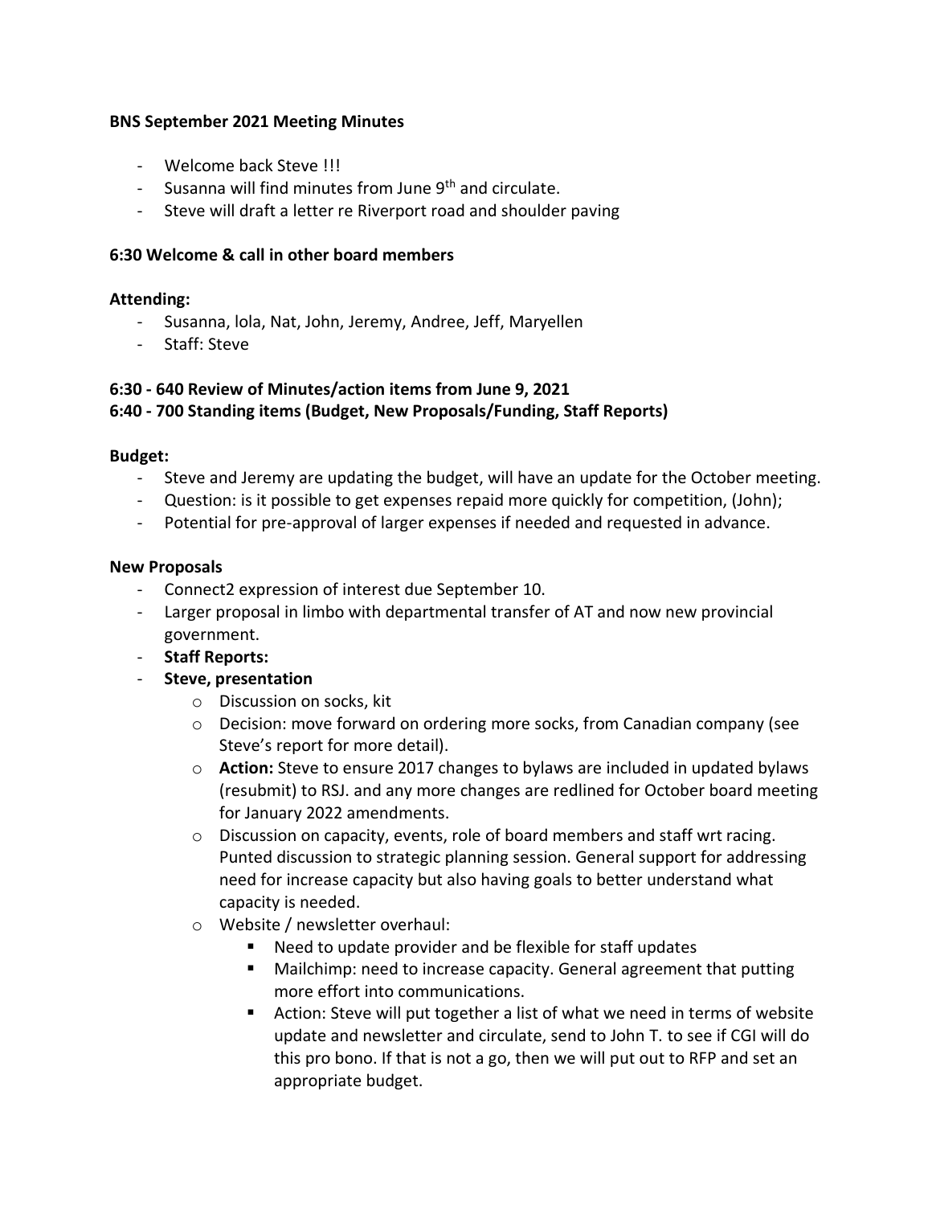**BNS September 2021 Meeting Minutes**

- Welcome back Steve !!!
- Susanna will find minutes from June 9th and circulate.
- Steve will draft a letter re Riverport road and shoulder paving

**6:30 Welcome & call in other board members**

**Attending:**

- Susanna, lola, Nat, John, Jeremy, Andree, Jeff, Maryellen
- Staff: Steve

**6:30 - 640 Review of Minutes/action items from June 9, 2021**
**6:40 - 700 Standing items (Budget, New Proposals/Funding, Staff Reports)**

**Budget:**

- Steve and Jeremy are updating the budget, will have an update for the October meeting.
- Question: is it possible to get expenses repaid more quickly for competition, (John);
- Potential for pre-approval of larger expenses if needed and requested in advance.

**New Proposals**

- Connect2 expression of interest due September 10.
- Larger proposal in limbo with departmental transfer of AT and now new provincial government.
- **Staff Reports:**
- **Steve, presentation**
    - Discussion on socks, kit
    - Decision: move forward on ordering more socks, from Canadian company (see Steve's report for more detail).
    - **Action:** Steve to ensure 2017 changes to bylaws are included in updated bylaws (resubmit) to RSJ. and any more changes are redlined for October board meeting for January 2022 amendments.
    - Discussion on capacity, events, role of board members and staff wrt racing. Punted discussion to strategic planning session. General support for addressing need for increase capacity but also having goals to better understand what capacity is needed.
    - Website / newsletter overhaul:
        - Need to update provider and be flexible for staff updates
        - Mailchimp: need to increase capacity. General agreement that putting more effort into communications.
        - Action: Steve will put together a list of what we need in terms of website update and newsletter and circulate, send to John T. to see if CGI will do this pro bono. If that is not a go, then we will put out to RFP and set an appropriate budget.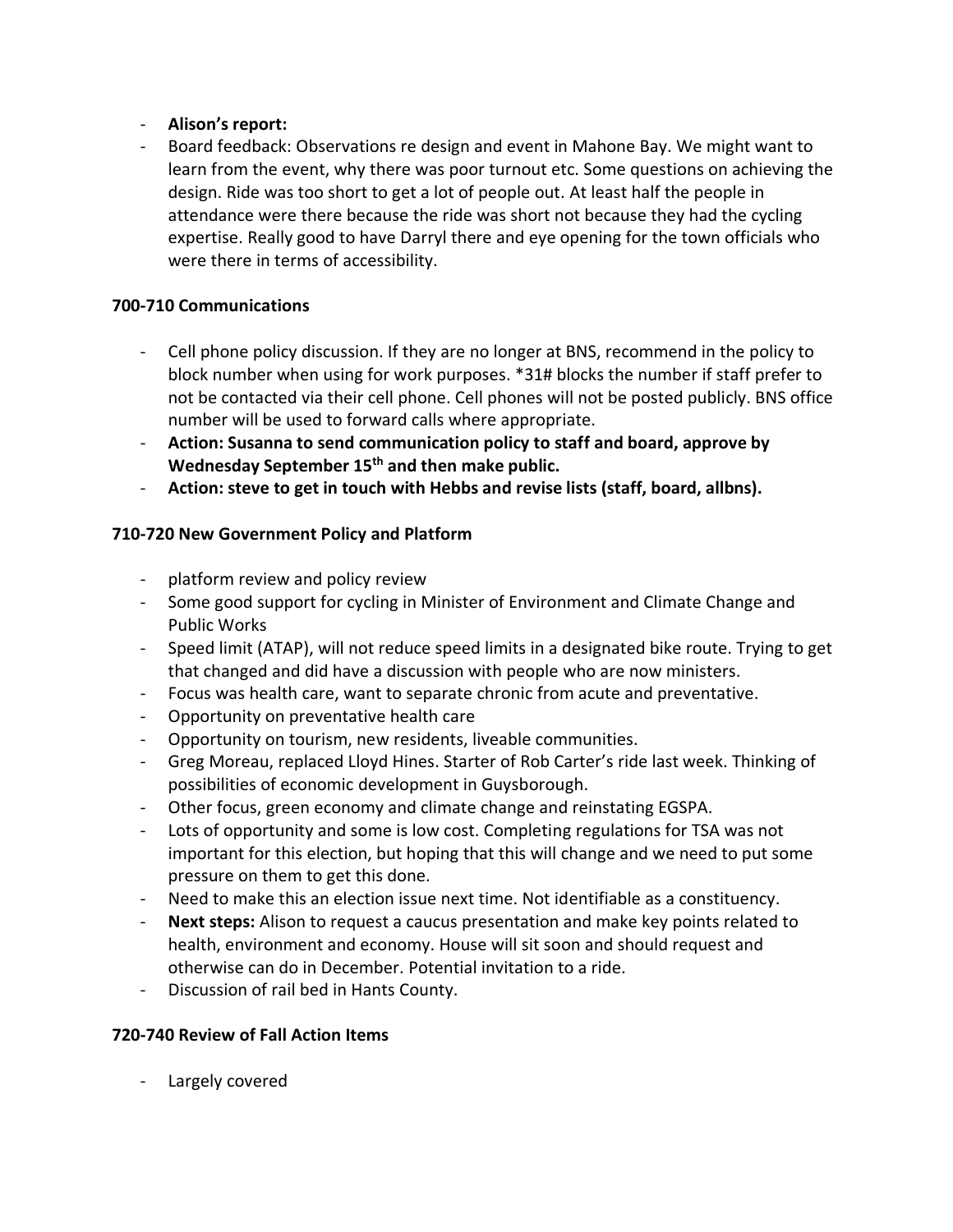- **Alison's report:**
- Board feedback: Observations re design and event in Mahone Bay. We might want to learn from the event, why there was poor turnout etc. Some questions on achieving the design. Ride was too short to get a lot of people out. At least half the people in attendance were there because the ride was short not because they had the cycling expertise. Really good to have Darryl there and eye opening for the town officials who were there in terms of accessibility.

### 700-710 Communications

- Cell phone policy discussion. If they are no longer at BNS, recommend in the policy to block number when using for work purposes. *31# blocks the number if staff prefer to not be contacted via their cell phone. Cell phones will not be posted publicly. BNS office number will be used to forward calls where appropriate.
- **Action: Susanna to send communication policy to staff and board, approve by Wednesday September 15th and then make public.**
- **Action: steve to get in touch with Hebbs and revise lists (staff, board, allbns).**

### 710-720 New Government Policy and Platform

- platform review and policy review
- Some good support for cycling in Minister of Environment and Climate Change and Public Works
- Speed limit (ATAP), will not reduce speed limits in a designated bike route. Trying to get that changed and did have a discussion with people who are now ministers.
- Focus was health care, want to separate chronic from acute and preventative.
- Opportunity on preventative health care
- Opportunity on tourism, new residents, liveable communities.
- Greg Moreau, replaced Lloyd Hines. Starter of Rob Carter's ride last week. Thinking of possibilities of economic development in Guysborough.
- Other focus, green economy and climate change and reinstating EGSPA.
- Lots of opportunity and some is low cost. Completing regulations for TSA was not important for this election, but hoping that this will change and we need to put some pressure on them to get this done.
- Need to make this an election issue next time. Not identifiable as a constituency.
- **Next steps:** Alison to request a caucus presentation and make key points related to health, environment and economy. House will sit soon and should request and otherwise can do in December. Potential invitation to a ride.
- Discussion of rail bed in Hants County.

### 720-740 Review of Fall Action Items

- Largely covered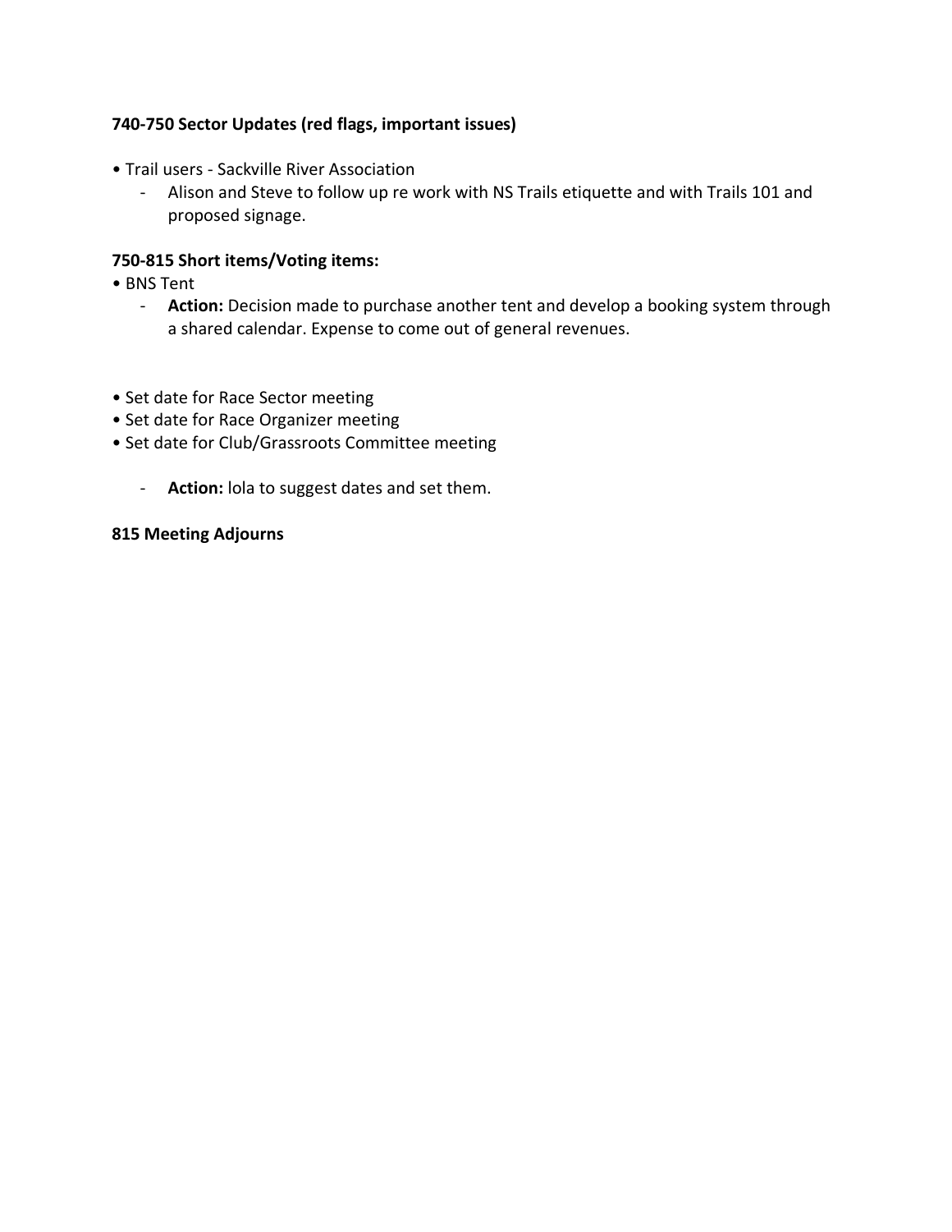**740-750 Sector Updates (red flags, important issues)**

- Trail users - Sackville River Association
    - Alison and Steve to follow up re work with NS Trails etiquette and with Trails 101 and proposed signage.

**750-815 Short items/Voting items:**

- BNS Tent
    - **Action:** Decision made to purchase another tent and develop a booking system through a shared calendar. Expense to come out of general revenues.

- Set date for Race Sector meeting
- Set date for Race Organizer meeting
- Set date for Club/Grassroots Committee meeting
    - **Action:** lola to suggest dates and set them.

**815 Meeting Adjourns**